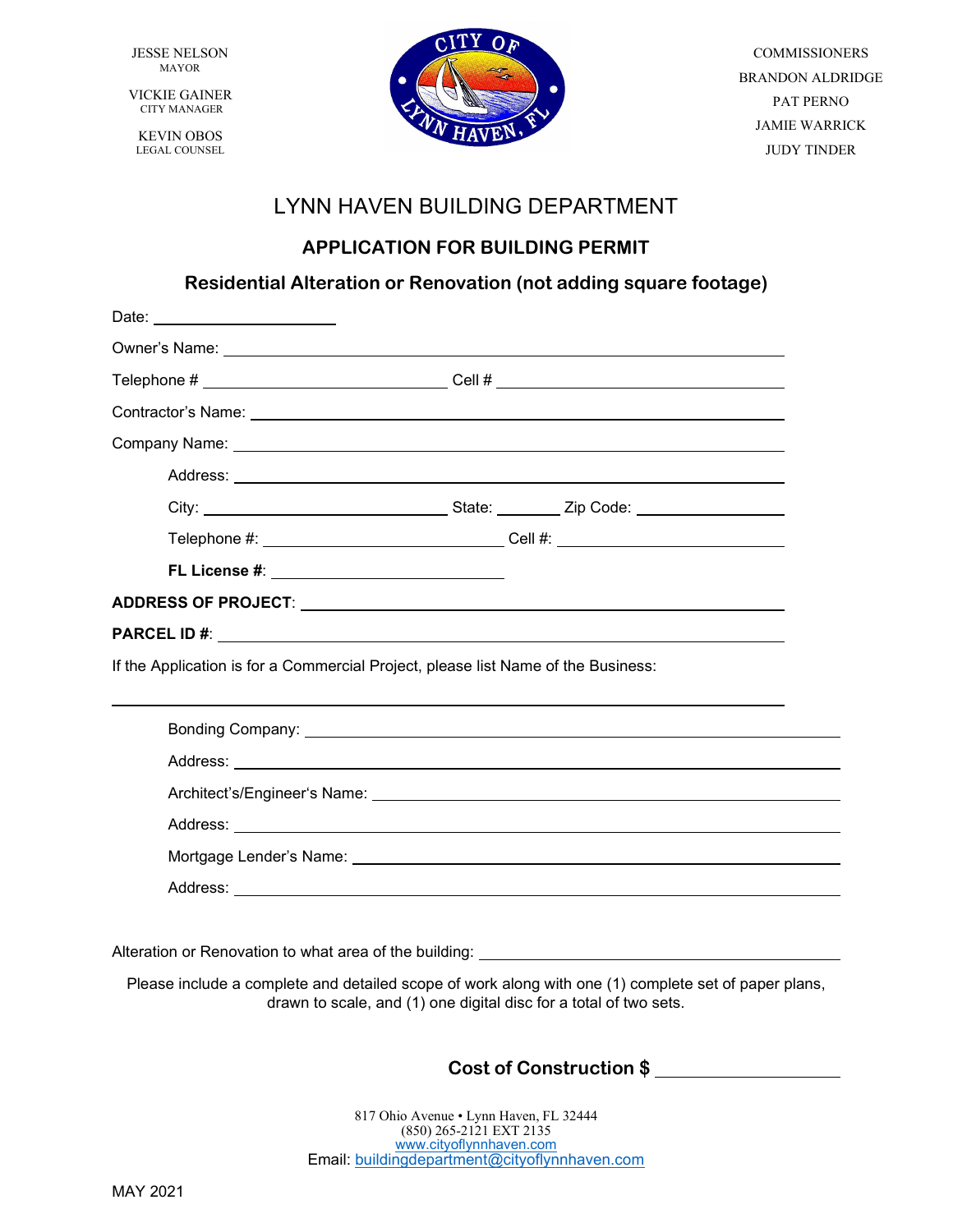JESSE NELSON
MAYOR

VICKIE GAINER
CITY MANAGER

KEVIN OBOS
LEGAL COUNSEL

COMMISSIONERS
BRANDON ALDRIDGE
PAT PERNO
JAMIE WARRICK
JUDY TINDER

# LYNN HAVEN BUILDING DEPARTMENT

## APPLICATION FOR BUILDING PERMIT

### Residential Alteration or Renovation (not adding square footage)

Date: ____________________

Owner's Name: ____________________________________________

Telephone # ______________________ Cell # ______________________

Contractor's Name: ____________________________________________

Company Name: ____________________________________________

Address: ____________________________________________

City: ______________________ State: ________ Zip Code: ______________

Telephone #: ______________________ Cell #: ______________________

**FL License #**: ______________________

**ADDRESS OF PROJECT**: ____________________________________________

**PARCEL ID #**: ____________________________________________

If the Application is for a Commercial Project, please list Name of the Business:

____________________________________________

Bonding Company: ____________________________________________

Address: ____________________________________________

Architect's/Engineer's Name: ____________________________________________

Address: ____________________________________________

Mortgage Lender's Name: ____________________________________________

Address: ____________________________________________

Alteration or Renovation to what area of the building: ______________________________

Please include a complete and detailed scope of work along with one (1) complete set of paper plans, drawn to scale, and (1) one digital disc for a total of two sets.

**Cost of Construction $** ______________________

817 Ohio Avenue • Lynn Haven, FL 32444
(850) 265-2121 EXT 2135
www.cityoflynnhaven.com
Email: buildingdepartment@cityoflynnhaven.com

MAY 2021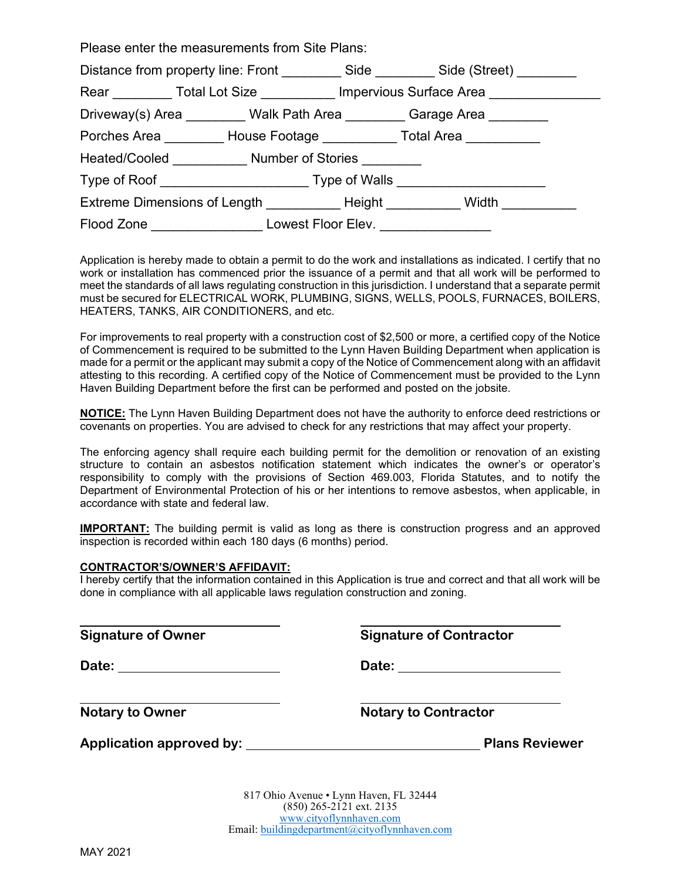Please enter the measurements from Site Plans:

Distance from property line: Front ________ Side ________ Side (Street) ________

Rear ________ Total Lot Size __________ Impervious Surface Area _______________

Driveway(s) Area ________ Walk Path Area ________ Garage Area ________

Porches Area ________ House Footage __________ Total Area __________

Heated/Cooled __________ Number of Stories ________

Type of Roof ____________________ Type of Walls ____________________

Extreme Dimensions of Length __________ Height __________ Width __________

Flood Zone _______________ Lowest Floor Elev. _______________

Application is hereby made to obtain a permit to do the work and installations as indicated. I certify that no work or installation has commenced prior the issuance of a permit and that all work will be performed to meet the standards of all laws regulating construction in this jurisdiction. I understand that a separate permit must be secured for ELECTRICAL WORK, PLUMBING, SIGNS, WELLS, POOLS, FURNACES, BOILERS, HEATERS, TANKS, AIR CONDITIONERS, and etc.

For improvements to real property with a construction cost of $2,500 or more, a certified copy of the Notice of Commencement is required to be submitted to the Lynn Haven Building Department when application is made for a permit or the applicant may submit a copy of the Notice of Commencement along with an affidavit attesting to this recording. A certified copy of the Notice of Commencement must be provided to the Lynn Haven Building Department before the first can be performed and posted on the jobsite.

**NOTICE:** The Lynn Haven Building Department does not have the authority to enforce deed restrictions or covenants on properties. You are advised to check for any restrictions that may affect your property.

The enforcing agency shall require each building permit for the demolition or renovation of an existing structure to contain an asbestos notification statement which indicates the owner's or operator's responsibility to comply with the provisions of Section 469.003, Florida Statutes, and to notify the Department of Environmental Protection of his or her intentions to remove asbestos, when applicable, in accordance with state and federal law.

**IMPORTANT:** The building permit is valid as long as there is construction progress and an approved inspection is recorded within each 180 days (6 months) period.

**CONTRACTOR'S/OWNER'S AFFIDAVIT:**
I hereby certify that the information contained in this Application is true and correct and that all work will be done in compliance with all applicable laws regulation construction and zoning.

______________________________
**Signature of Owner**

**Date:** ______________________

______________________________
**Notary to Owner**

______________________________
**Signature of Contractor**

**Date:** ______________________

______________________________
**Notary to Contractor**

**Application approved by:** ________________________________ **Plans Reviewer**

817 Ohio Avenue • Lynn Haven, FL 32444
(850) 265-2121 ext. 2135
www.cityoflynnhaven.com
Email: buildingdepartment@cityoflynnhaven.com

MAY 2021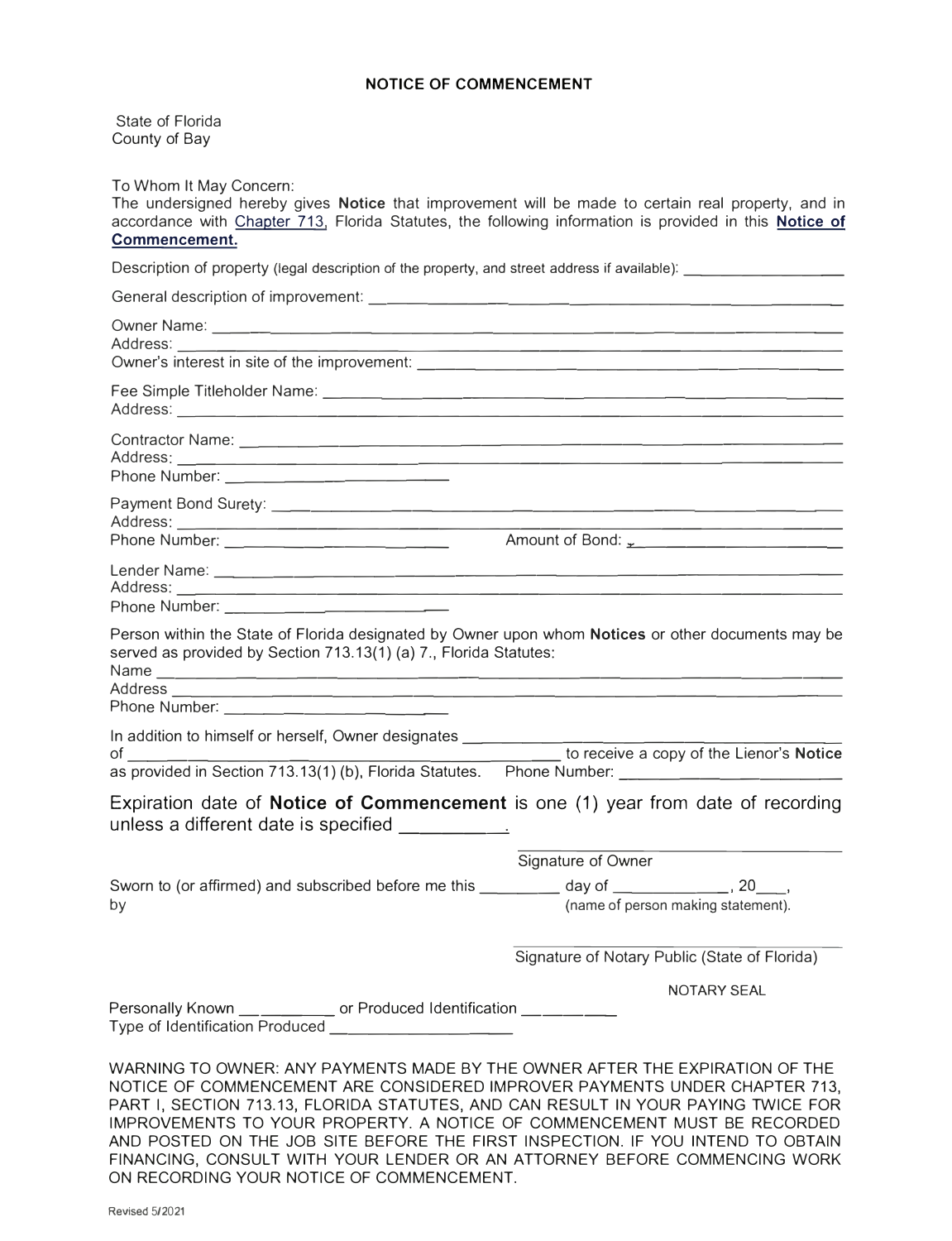# NOTICE OF COMMENCEMENT

State of Florida
County of Bay

To Whom It May Concern:
The undersigned hereby gives **Notice** that improvement will be made to certain real property, and in accordance with Chapter 713, Florida Statutes, the following information is provided in this **Notice of Commencement.**

Description of property (legal description of the property, and street address if available): ____________________

General description of improvement: ____________________

Owner Name: ____________________
Address: ____________________
Owner's interest in site of the improvement: ____________________

Fee Simple Titleholder Name: ____________________
Address: ____________________

Contractor Name: ____________________
Address: ____________________
Phone Number: ____________________

Payment Bond Surety: ____________________
Address: ____________________
Phone Number: ____________________ Amount of Bond: ____________________

Lender Name: ____________________
Address: ____________________
Phone Number: ____________________

Person within the State of Florida designated by Owner upon whom **Notices** or other documents may be served as provided by Section 713.13(1) (a) 7., Florida Statutes:
Name ____________________
Address ____________________
Phone Number: ____________________

In addition to himself or herself, Owner designates ____________________ of ____________________ to receive a copy of the Lienor's **Notice** as provided in Section 713.13(1) (b), Florida Statutes. Phone Number: ____________________

Expiration date of **Notice of Commencement** is one (1) year from date of recording unless a different date is specified __________.

____________________
Signature of Owner

Sworn to (or affirmed) and subscribed before me this _________ day of _____________, 20___, by (name of person making statement).

____________________
Signature of Notary Public (State of Florida)

NOTARY SEAL

Personally Known __________ or Produced Identification __________
Type of Identification Produced ____________________

WARNING TO OWNER: ANY PAYMENTS MADE BY THE OWNER AFTER THE EXPIRATION OF THE NOTICE OF COMMENCEMENT ARE CONSIDERED IMPROVER PAYMENTS UNDER CHAPTER 713, PART I, SECTION 713.13, FLORIDA STATUTES, AND CAN RESULT IN YOUR PAYING TWICE FOR IMPROVEMENTS TO YOUR PROPERTY. A NOTICE OF COMMENCEMENT MUST BE RECORDED AND POSTED ON THE JOB SITE BEFORE THE FIRST INSPECTION. IF YOU INTEND TO OBTAIN FINANCING, CONSULT WITH YOUR LENDER OR AN ATTORNEY BEFORE COMMENCING WORK ON RECORDING YOUR NOTICE OF COMMENCEMENT.

Revised 5/2021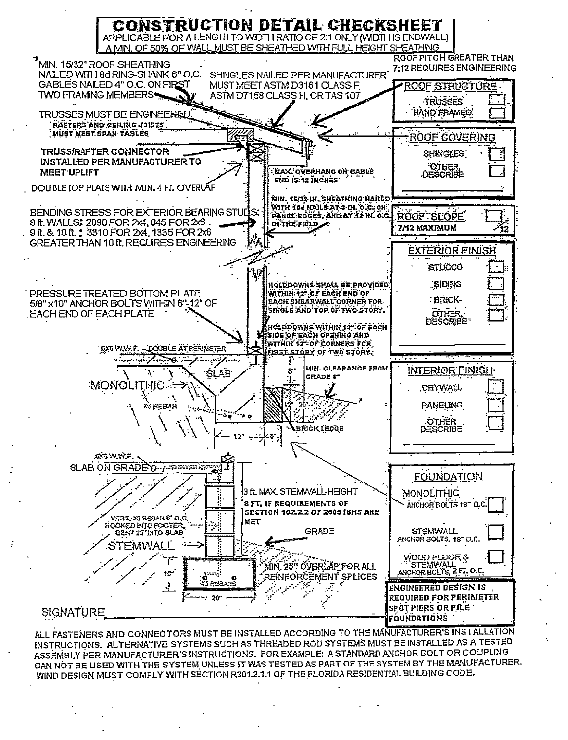# CONSTRUCTION DETAIL CHECKSHEET

APPLICABLE FOR A LENGTH TO WIDTH RATIO OF 2:1 ONLY (WIDTH IS ENDWALL)
A MIN. OF 50% OF WALL MUST BE SHEATHED WITH FULL HEIGHT SHEATHING

MIN. 15/32" ROOF SHEATHING NAILED WITH 8d RING-SHANK 6" O.C. GABLES NAILED 4" O.C. ON FIRST TWO FRAMING MEMBERS

SHINGLES NAILED PER MANUFACTURER MUST MEET ASTM D3161 CLASS F, ASTM D7158 CLASS H, OR TAS 107

ROOF PITCH GREATER THAN 7:12 REQUIRES ENGINEERING

TRUSSES MUST BE ENGINEERED
RAFTERS AND CEILING JOISTS MUST MEET SPAN TABLES

TRUSS/RAFTER CONNECTOR INSTALLED PER MANUFACTURER TO MEET UPLIFT

MAX. OVERHANG ON GABLE END IS 12 INCHES

DOUBLE TOP PLATE WITH MIN. 4 FT. OVERLAP

MIN. 15/32 IN. SHEATHING NAILED WITH 10d NAILS AT 3 IN. O.C. ON PANEL EDGES, AND AT 12 IN. O.C. IN THE FIELD

BENDING STRESS FOR EXTERIOR BEARING STUDS:
8 ft. WALLS: 2090 FOR 2x4, 845 FOR 2x6
9 ft. & 10 ft.: 3310 FOR 2x4, 1335 FOR 2x6
GREATER THAN 10 ft. REQUIRES ENGINEERING

HOLDDOWNS SHALL BE PROVIDED WITHIN 12" OF EACH END OF EACH SHEARWALL CORNER FOR SINGLE AND TOP OF TWO STORY.

HOLDDOWNS WITHIN 12" OF EACH SIDE OF EACH OPENING AND WITHIN 12" OF CORNERS FOR FIRST STORY OF TWO STORY.

PRESSURE TREATED BOTTOM PLATE
5/8" x10" ANCHOR BOLTS WITHIN 6"-12" OF EACH END OF EACH PLATE

6X6 W.W.F. – DOUBLE AT PERIMETER

SLAB

MONOLITHIC

#5 REBAR

8" MIN. CLEARANCE FROM GRADE

12" 20"

BRICK LEDGE

12"

6X6 W.W.F.

SLAB ON GRADE

3 ft. MAX. STEMWALL HEIGHT
8 FT. IF REQUIREMENTS OF SECTION 102.2.2 OF 2005 IBHS ARE MET

VERT. #5 REBAR 8' O.C. HOOKED INTO FOOTER, BENT 25" INTO SLAB

GRADE

STEMWALL

MIN. 25" OVERLAP FOR ALL REINFORCEMENT SPLICES

10"

#5 REBARS

20"

**ROOF STRUCTURE**

- TRUSSES ☐
- HAND FRAMED ☐

**ROOF COVERING**

- SHINGLES ☐
- OTHER, DESCRIBE ☐

______________________

**ROOF SLOPE** ☐ /12
7/12 MAXIMUM

**EXTERIOR FINISH**

- STUCCO ☐
- SIDING ☐
- BRICK ☐
- OTHER, DESCRIBE ☐

______________________

**INTERIOR FINISH**

- DRYWALL ☐
- PANELING ☐
- OTHER DESCRIBE ☐

______________________

**FOUNDATION**

- MONOLITHIC ANCHOR BOLTS 18" O.C. ☐
- STEMWALL ANCHOR BOLTS, 18" O.C. ☐
- WOOD FLOOR & STEMWALL ANCHOR BOLTS, 2 FT. O.C. ☐

**ENGINEERED DESIGN IS REQUIRED FOR PERIMETER SPOT PIERS OR PILE FOUNDATIONS**

SIGNATURE______________________

ALL FASTENERS AND CONNECTORS MUST BE INSTALLED ACCORDING TO THE MANUFACTURER'S INSTALLATION INSTRUCTIONS. ALTERNATIVE SYSTEMS SUCH AS THREADED ROD SYSTEMS MUST BE INSTALLED AS A TESTED ASSEMBLY PER MANUFACTURER'S INSTRUCTIONS. FOR EXAMPLE: A STANDARD ANCHOR BOLT OR COUPLING CAN NOT BE USED WITH THE SYSTEM UNLESS IT WAS TESTED AS PART OF THE SYSTEM BY THE MANUFACTURER. WIND DESIGN MUST COMPLY WITH SECTION R301.2.1.1 OF THE FLORIDA RESIDENTIAL BUILDING CODE.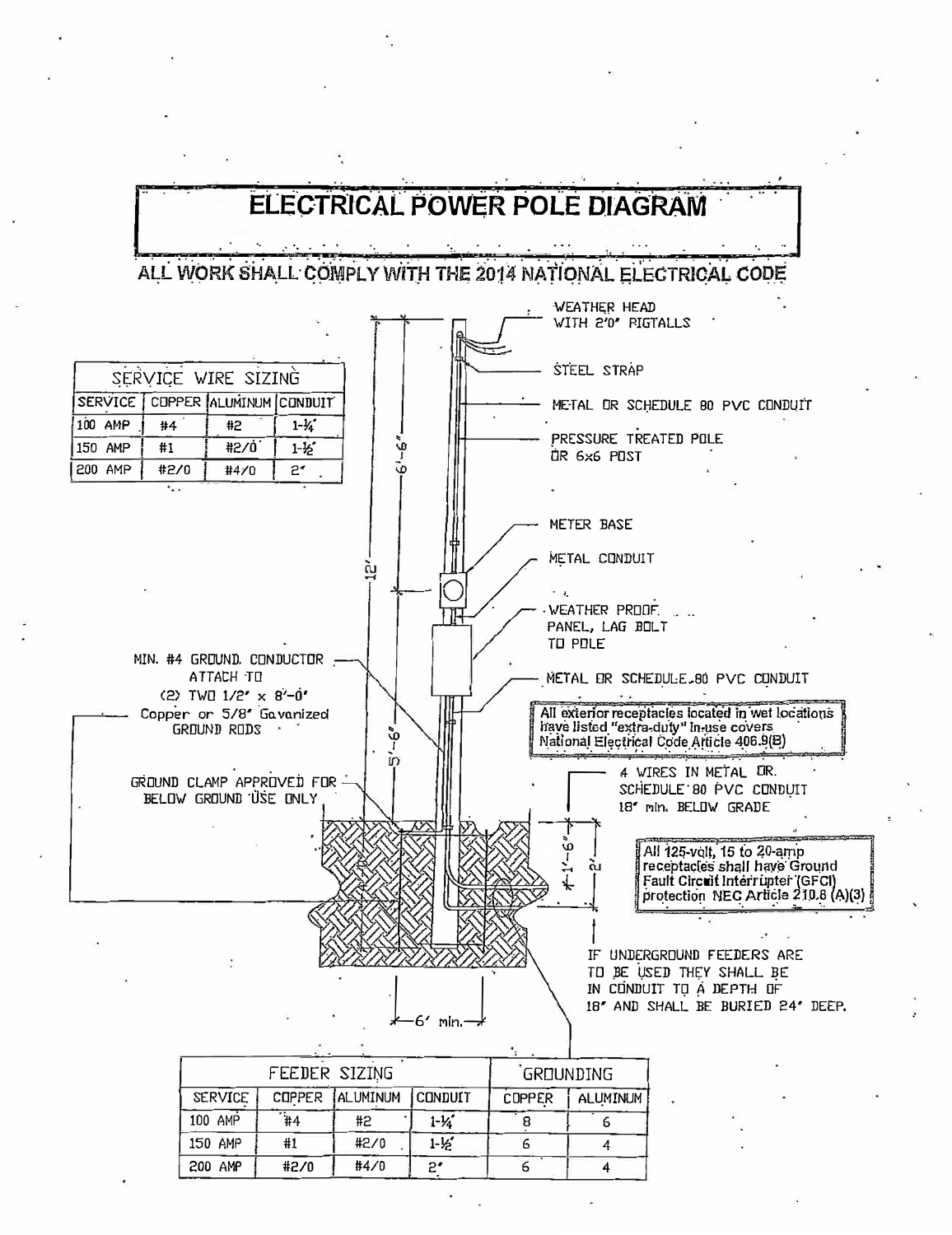# ELECTRICAL POWER POLE DIAGRAM

## ALL WORK SHALL COMPLY WITH THE 2014 NATIONAL ELECTRICAL CODE

| SERVICE WIRE SIZING | | | |
|---|---|---|---|
| SERVICE | COPPER | ALUMINUM | CONDUIT |
| 100 AMP | #4 | #2 | 1-¼" |
| 150 AMP | #1 | #2/0 | 1-½" |
| 200 AMP | #2/0 | #4/0 | 2" |

WEATHER HEAD WITH 2'0" PIGTAILS

STEEL STRAP

METAL OR SCHEDULE 80 PVC CONDUIT

PRESSURE TREATED POLE OR 6x6 POST

METER BASE

METAL CONDUIT

WEATHER PROOF PANEL, LAG BOLT TO POLE

METAL OR SCHEDULE 80 PVC CONDUIT

12'

6'-6"

5'-6"

1'-6"

2'

6' min.

MIN. #4 GROUND CONDUCTOR ATTACH TO (2) TWO 1/2" x 8'-0" Copper or 5/8" Gavanized GROUND RODS

GROUND CLAMP APPROVED FOR BELOW GROUND USE ONLY

All exterior receptacles located in wet locations have listed "extra-duty" in-use covers National Electrical Code Article 406.9(B)

4 WIRES IN METAL OR SCHEDULE 80 PVC CONDUIT 18" min. BELOW GRADE

All 125-volt, 15 to 20-amp receptacles shall have Ground Fault Circuit Interrupter (GFCI) protection NEC Article 210.8 (A)(3)

IF UNDERGROUND FEEDERS ARE TO BE USED THEY SHALL BE IN CONDUIT TO A DEPTH OF 18" AND SHALL BE BURIED 24" DEEP.

| FEEDER SIZING | | | | GROUNDING | |
|---|---|---|---|---|---|
| SERVICE | COPPER | ALUMINUM | CONDUIT | COPPER | ALUMINUM |
| 100 AMP | #4 | #2 | 1-¼" | 8 | 6 |
| 150 AMP | #1 | #2/0 | 1-½" | 6 | 4 |
| 200 AMP | #2/0 | #4/0 | 2" | 6 | 4 |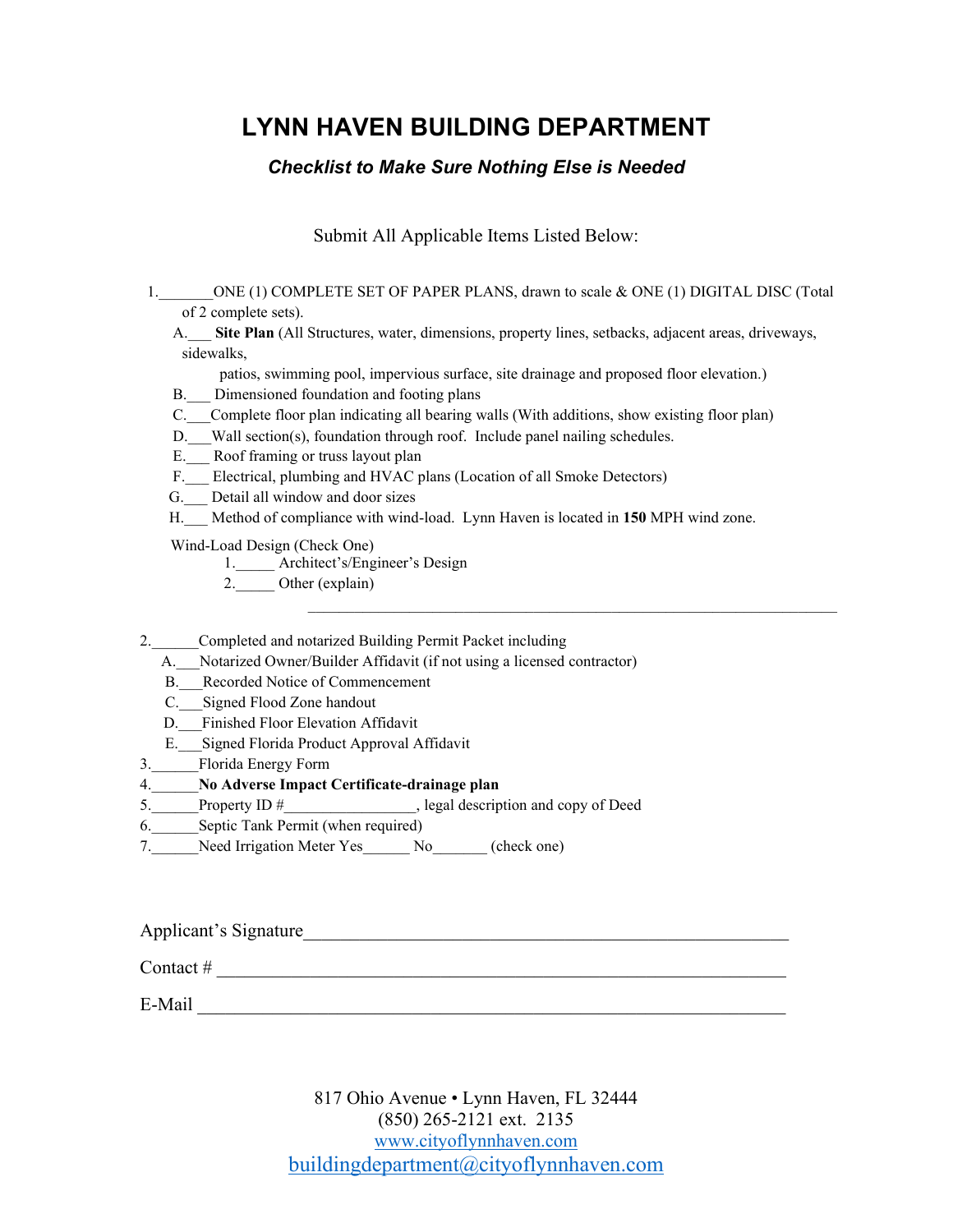# LYNN HAVEN BUILDING DEPARTMENT

***Checklist to Make Sure Nothing Else is Needed***

Submit All Applicable Items Listed Below:

1.\_\_\_\_\_\_\_ONE (1) COMPLETE SET OF PAPER PLANS, drawn to scale & ONE (1) DIGITAL DISC (Total of 2 complete sets).

   A.\_\_\_ **Site Plan** (All Structures, water, dimensions, property lines, setbacks, adjacent areas, driveways, sidewalks,
      patios, swimming pool, impervious surface, site drainage and proposed floor elevation.)

   B.\_\_\_ Dimensioned foundation and footing plans

   C.\_\_\_Complete floor plan indicating all bearing walls (With additions, show existing floor plan)

   D.\_\_\_Wall section(s), foundation through roof. Include panel nailing schedules.

   E.\_\_\_ Roof framing or truss layout plan

   F.\_\_\_ Electrical, plumbing and HVAC plans (Location of all Smoke Detectors)

   G.\_\_\_ Detail all window and door sizes

   H.\_\_\_ Method of compliance with wind-load. Lynn Haven is located in **150** MPH wind zone.

   Wind-Load Design (Check One)

      1.\_\_\_\_\_ Architect's/Engineer's Design

      2.\_\_\_\_\_ Other (explain)

      \_\_\_\_\_\_\_\_\_\_\_\_\_\_\_\_\_\_\_\_\_\_\_\_\_\_\_\_\_\_\_\_\_\_\_\_\_\_\_\_\_\_\_\_\_\_\_\_\_\_\_\_\_\_\_\_\_\_\_\_\_\_

2.\_\_\_\_\_\_Completed and notarized Building Permit Packet including

   A.\_\_\_Notarized Owner/Builder Affidavit (if not using a licensed contractor)

   B.\_\_\_Recorded Notice of Commencement

   C.\_\_\_Signed Flood Zone handout

   D.\_\_\_Finished Floor Elevation Affidavit

   E.\_\_\_Signed Florida Product Approval Affidavit

3.\_\_\_\_\_\_Florida Energy Form

4.\_\_\_\_\_\_**No Adverse Impact Certificate-drainage plan**

5.\_\_\_\_\_\_Property ID #\_\_\_\_\_\_\_\_\_\_\_\_\_\_\_\_\_, legal description and copy of Deed

6.\_\_\_\_\_\_Septic Tank Permit (when required)

7.\_\_\_\_\_\_Need Irrigation Meter Yes\_\_\_\_\_\_ No\_\_\_\_\_\_\_ (check one)

Applicant's Signature\_\_\_\_\_\_\_\_\_\_\_\_\_\_\_\_\_\_\_\_\_\_\_\_\_\_\_\_\_\_\_\_\_\_\_\_\_\_\_\_\_\_\_\_\_\_\_\_\_\_\_\_

Contact # \_\_\_\_\_\_\_\_\_\_\_\_\_\_\_\_\_\_\_\_\_\_\_\_\_\_\_\_\_\_\_\_\_\_\_\_\_\_\_\_\_\_\_\_\_\_\_\_\_\_\_\_\_\_\_\_\_\_\_

E-Mail \_\_\_\_\_\_\_\_\_\_\_\_\_\_\_\_\_\_\_\_\_\_\_\_\_\_\_\_\_\_\_\_\_\_\_\_\_\_\_\_\_\_\_\_\_\_\_\_\_\_\_\_\_\_\_\_\_\_\_\_\_\_

817 Ohio Avenue • Lynn Haven, FL 32444
(850) 265-2121 ext. 2135
www.cityoflynnhaven.com
buildingdepartment@cityoflynnhaven.com